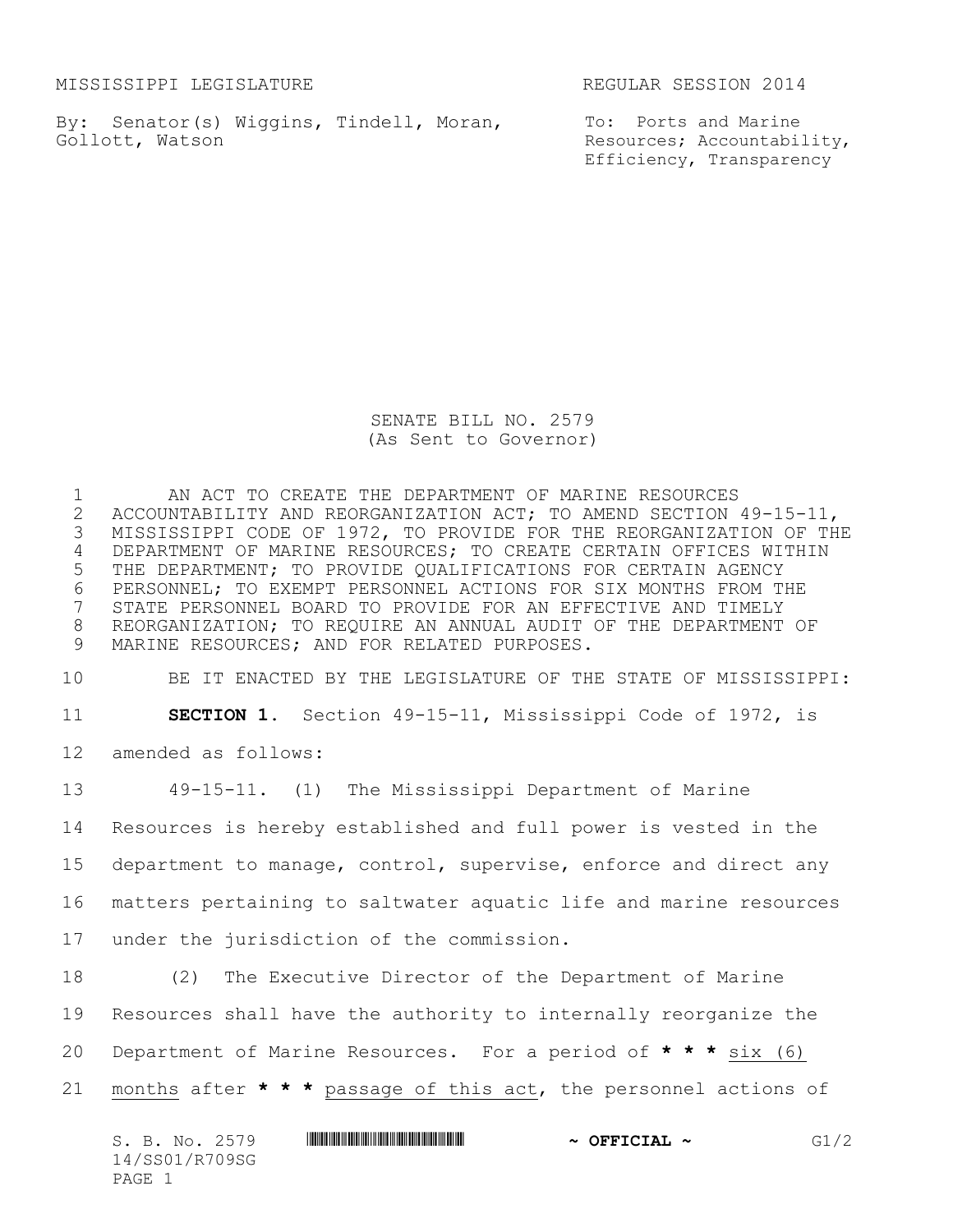MISSISSIPPI LEGISLATURE REGULAR SESSION 2014

By: Senator(s) Wiggins, Tindell, Moran, Gollott, Watson

To: Ports and Marine Resources; Accountability, Efficiency, Transparency

# SENATE BILL NO. 2579
(As Sent to Governor)

AN ACT TO CREATE THE DEPARTMENT OF MARINE RESOURCES ACCOUNTABILITY AND REORGANIZATION ACT; TO AMEND SECTION 49-15-11, MISSISSIPPI CODE OF 1972, TO PROVIDE FOR THE REORGANIZATION OF THE DEPARTMENT OF MARINE RESOURCES; TO CREATE CERTAIN OFFICES WITHIN THE DEPARTMENT; TO PROVIDE QUALIFICATIONS FOR CERTAIN AGENCY PERSONNEL; TO EXEMPT PERSONNEL ACTIONS FOR SIX MONTHS FROM THE STATE PERSONNEL BOARD TO PROVIDE FOR AN EFFECTIVE AND TIMELY REORGANIZATION; TO REQUIRE AN ANNUAL AUDIT OF THE DEPARTMENT OF MARINE RESOURCES; AND FOR RELATED PURPOSES.

BE IT ENACTED BY THE LEGISLATURE OF THE STATE OF MISSISSIPPI:

**SECTION 1.** Section 49-15-11, Mississippi Code of 1972, is amended as follows:

49-15-11. (1) The Mississippi Department of Marine Resources is hereby established and full power is vested in the department to manage, control, supervise, enforce and direct any matters pertaining to saltwater aquatic life and marine resources under the jurisdiction of the commission.

(2) The Executive Director of the Department of Marine Resources shall have the authority to internally reorganize the Department of Marine Resources. For a period of **\* \* \*** <u>six (6) months</u> after **\* \* \*** <u>passage of this act</u>, the personnel actions of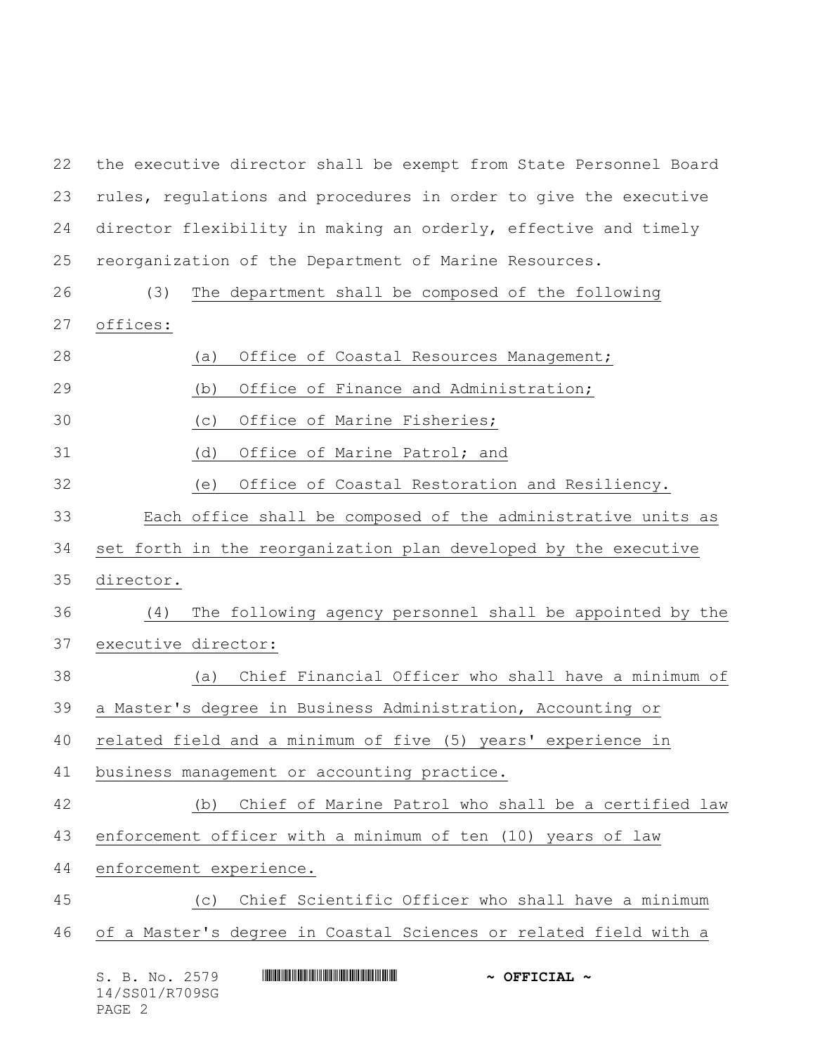the executive director shall be exempt from State Personnel Board rules, regulations and procedures in order to give the executive director flexibility in making an orderly, effective and timely reorganization of the Department of Marine Resources.

(3) The department shall be composed of the following offices:

(a) Office of Coastal Resources Management;

(b) Office of Finance and Administration;

(c) Office of Marine Fisheries;

(d) Office of Marine Patrol; and

(e) Office of Coastal Restoration and Resiliency.

Each office shall be composed of the administrative units as set forth in the reorganization plan developed by the executive director.

(4) The following agency personnel shall be appointed by the executive director:

(a) Chief Financial Officer who shall have a minimum of a Master's degree in Business Administration, Accounting or related field and a minimum of five (5) years' experience in business management or accounting practice.

(b) Chief of Marine Patrol who shall be a certified law enforcement officer with a minimum of ten (10) years of law enforcement experience.

(c) Chief Scientific Officer who shall have a minimum of a Master's degree in Coastal Sciences or related field with a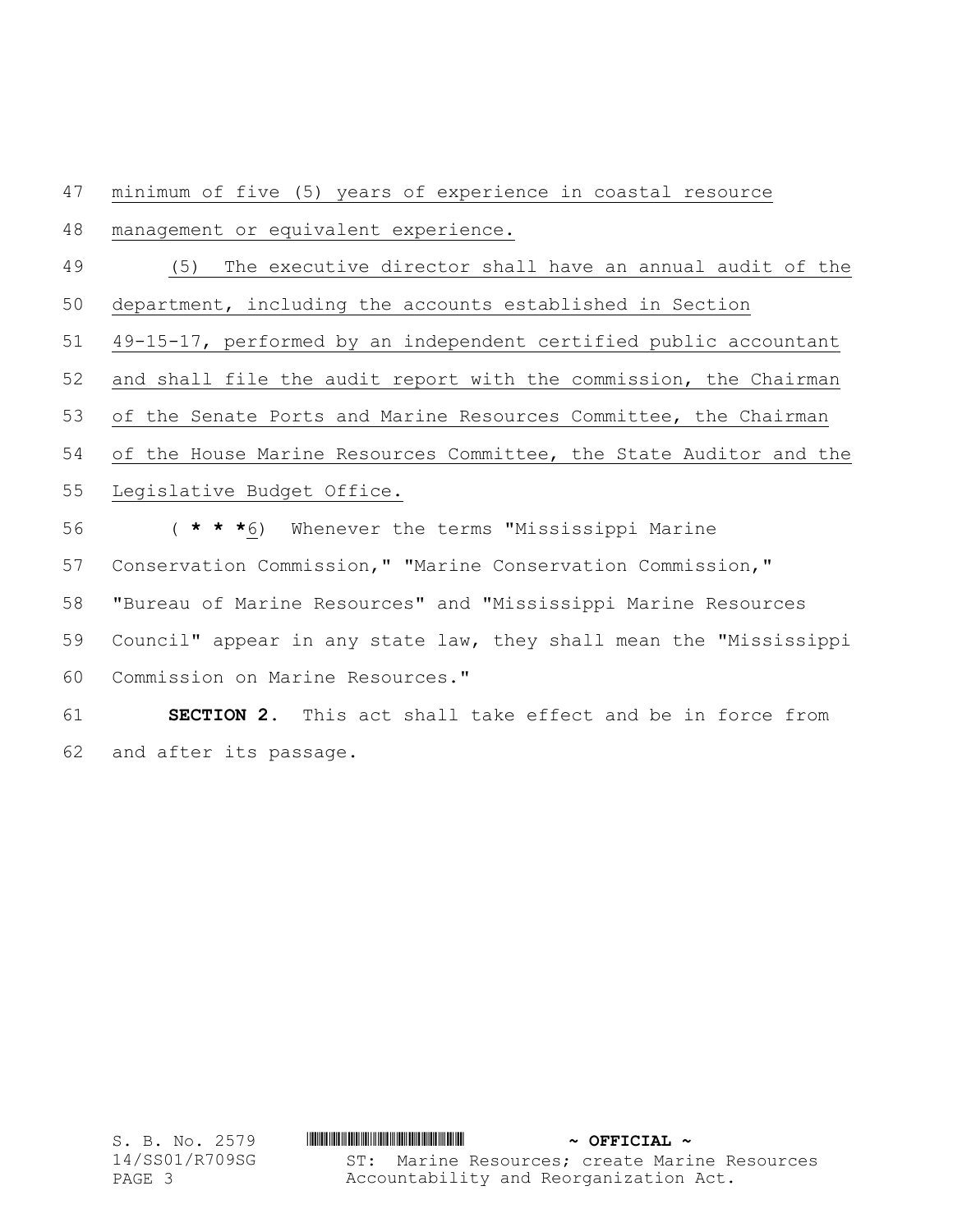minimum of five (5) years of experience in coastal resource management or equivalent experience.

(5) The executive director shall have an annual audit of the department, including the accounts established in Section 49-15-17, performed by an independent certified public accountant and shall file the audit report with the commission, the Chairman of the Senate Ports and Marine Resources Committee, the Chairman of the House Marine Resources Committee, the State Auditor and the Legislative Budget Office.

( **\* \* \***6) Whenever the terms "Mississippi Marine Conservation Commission," "Marine Conservation Commission," "Bureau of Marine Resources" and "Mississippi Marine Resources Council" appear in any state law, they shall mean the "Mississippi Commission on Marine Resources."

**SECTION 2.** This act shall take effect and be in force from and after its passage.